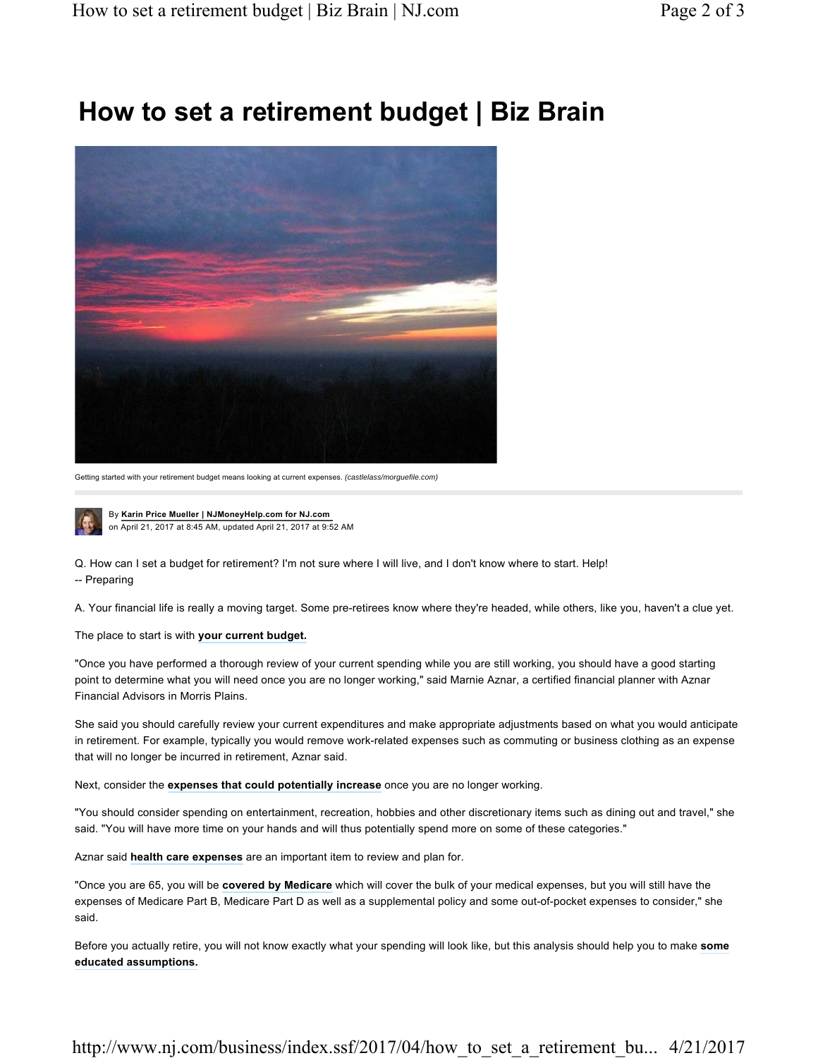# How to set a retirement budget | Biz Brain

Getting started with your retirement budget means looking at current expenses. *(castlelass/morguefile.com)*

By **Karin Price Mueller | NJMoneyHelp.com for NJ.com**
on April 21, 2017 at 8:45 AM, updated April 21, 2017 at 9:52 AM

Q. How can I set a budget for retirement? I'm not sure where I will live, and I don't know where to start. Help!
-- Preparing

A. Your financial life is really a moving target. Some pre-retirees know where they're headed, while others, like you, haven't a clue yet.

The place to start is with **your current budget.**

"Once you have performed a thorough review of your current spending while you are still working, you should have a good starting point to determine what you will need once you are no longer working," said Marnie Aznar, a certified financial planner with Aznar Financial Advisors in Morris Plains.

She said you should carefully review your current expenditures and make appropriate adjustments based on what you would anticipate in retirement. For example, typically you would remove work-related expenses such as commuting or business clothing as an expense that will no longer be incurred in retirement, Aznar said.

Next, consider the **expenses that could potentially increase** once you are no longer working.

"You should consider spending on entertainment, recreation, hobbies and other discretionary items such as dining out and travel," she said. "You will have more time on your hands and will thus potentially spend more on some of these categories."

Aznar said **health care expenses** are an important item to review and plan for.

"Once you are 65, you will be **covered by Medicare** which will cover the bulk of your medical expenses, but you will still have the expenses of Medicare Part B, Medicare Part D as well as a supplemental policy and some out-of-pocket expenses to consider," she said.

Before you actually retire, you will not know exactly what your spending will look like, but this analysis should help you to make **some educated assumptions.**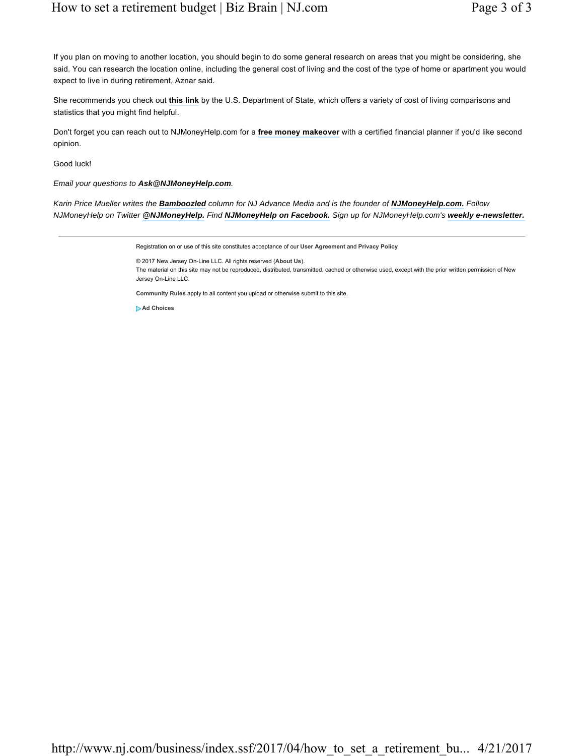If you plan on moving to another location, you should begin to do some general research on areas that you might be considering, she said. You can research the location online, including the general cost of living and the cost of the type of home or apartment you would expect to live in during retirement, Aznar said.

She recommends you check out **this link** by the U.S. Department of State, which offers a variety of cost of living comparisons and statistics that you might find helpful.

Don't forget you can reach out to NJMoneyHelp.com for a **free money makeover** with a certified financial planner if you'd like second opinion.

Good luck!

*Email your questions to **Ask@NJMoneyHelp.com**.*

*Karin Price Mueller writes the **Bamboozled** column for NJ Advance Media and is the founder of **NJMoneyHelp.com.** Follow NJMoneyHelp on Twitter **@NJMoneyHelp.** Find **NJMoneyHelp on Facebook.** Sign up for NJMoneyHelp.com's **weekly e-newsletter.***

---

Registration on or use of this site constitutes acceptance of our **User Agreement** and **Privacy Policy**

© 2017 New Jersey On-Line LLC. All rights reserved (**About Us**).
The material on this site may not be reproduced, distributed, transmitted, cached or otherwise used, except with the prior written permission of New Jersey On-Line LLC.

**Community Rules** apply to all content you upload or otherwise submit to this site.

**Ad Choices**